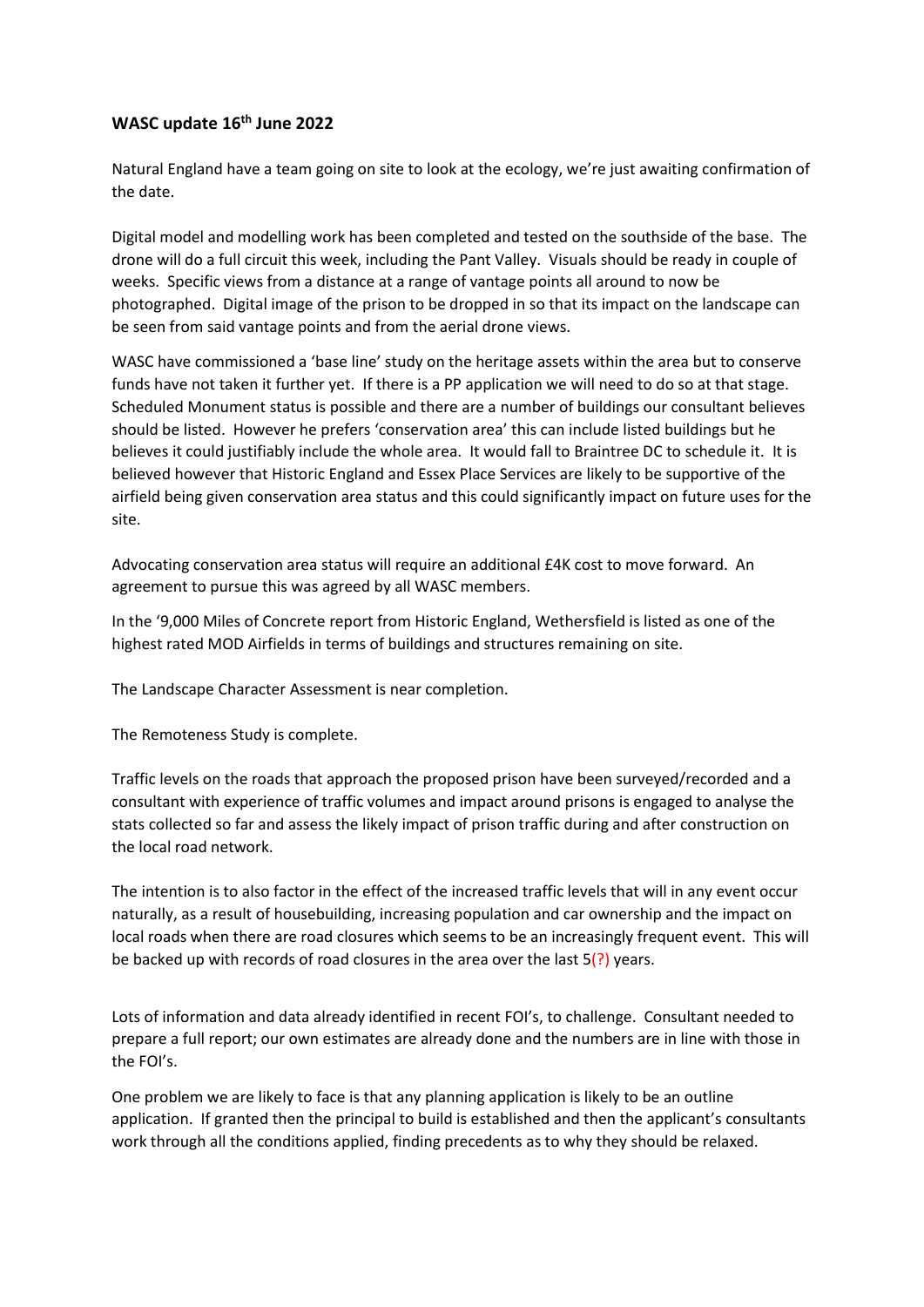**WASC update 16th June 2022**

Natural England have a team going on site to look at the ecology, we're just awaiting confirmation of the date.

Digital model and modelling work has been completed and tested on the southside of the base. The drone will do a full circuit this week, including the Pant Valley. Visuals should be ready in couple of weeks. Specific views from a distance at a range of vantage points all around to now be photographed. Digital image of the prison to be dropped in so that its impact on the landscape can be seen from said vantage points and from the aerial drone views.

WASC have commissioned a 'base line' study on the heritage assets within the area but to conserve funds have not taken it further yet. If there is a PP application we will need to do so at that stage. Scheduled Monument status is possible and there are a number of buildings our consultant believes should be listed. However he prefers 'conservation area' this can include listed buildings but he believes it could justifiably include the whole area. It would fall to Braintree DC to schedule it. It is believed however that Historic England and Essex Place Services are likely to be supportive of the airfield being given conservation area status and this could significantly impact on future uses for the site.

Advocating conservation area status will require an additional £4K cost to move forward. An agreement to pursue this was agreed by all WASC members.

In the '9,000 Miles of Concrete report from Historic England, Wethersfield is listed as one of the highest rated MOD Airfields in terms of buildings and structures remaining on site.

The Landscape Character Assessment is near completion.

The Remoteness Study is complete.

Traffic levels on the roads that approach the proposed prison have been surveyed/recorded and a consultant with experience of traffic volumes and impact around prisons is engaged to analyse the stats collected so far and assess the likely impact of prison traffic during and after construction on the local road network.

The intention is to also factor in the effect of the increased traffic levels that will in any event occur naturally, as a result of housebuilding, increasing population and car ownership and the impact on local roads when there are road closures which seems to be an increasingly frequent event. This will be backed up with records of road closures in the area over the last 5(?) years.

Lots of information and data already identified in recent FOI's, to challenge. Consultant needed to prepare a full report; our own estimates are already done and the numbers are in line with those in the FOI's.

One problem we are likely to face is that any planning application is likely to be an outline application. If granted then the principal to build is established and then the applicant's consultants work through all the conditions applied, finding precedents as to why they should be relaxed.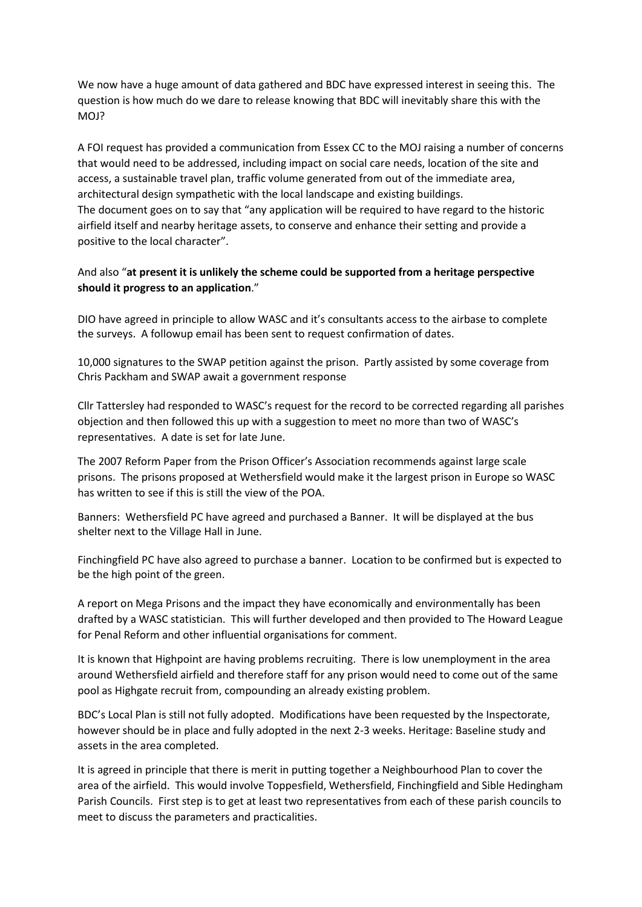We now have a huge amount of data gathered and BDC have expressed interest in seeing this. The question is how much do we dare to release knowing that BDC will inevitably share this with the MOJ?

A FOI request has provided a communication from Essex CC to the MOJ raising a number of concerns that would need to be addressed, including impact on social care needs, location of the site and access, a sustainable travel plan, traffic volume generated from out of the immediate area, architectural design sympathetic with the local landscape and existing buildings.
The document goes on to say that "any application will be required to have regard to the historic airfield itself and nearby heritage assets, to conserve and enhance their setting and provide a positive to the local character".

And also "**at present it is unlikely the scheme could be supported from a heritage perspective should it progress to an application**."

DIO have agreed in principle to allow WASC and it's consultants access to the airbase to complete the surveys. A followup email has been sent to request confirmation of dates.

10,000 signatures to the SWAP petition against the prison. Partly assisted by some coverage from Chris Packham and SWAP await a government response

Cllr Tattersley had responded to WASC's request for the record to be corrected regarding all parishes objection and then followed this up with a suggestion to meet no more than two of WASC's representatives. A date is set for late June.

The 2007 Reform Paper from the Prison Officer's Association recommends against large scale prisons. The prisons proposed at Wethersfield would make it the largest prison in Europe so WASC has written to see if this is still the view of the POA.

Banners: Wethersfield PC have agreed and purchased a Banner. It will be displayed at the bus shelter next to the Village Hall in June.

Finchingfield PC have also agreed to purchase a banner. Location to be confirmed but is expected to be the high point of the green.

A report on Mega Prisons and the impact they have economically and environmentally has been drafted by a WASC statistician. This will further developed and then provided to The Howard League for Penal Reform and other influential organisations for comment.

It is known that Highpoint are having problems recruiting. There is low unemployment in the area around Wethersfield airfield and therefore staff for any prison would need to come out of the same pool as Highgate recruit from, compounding an already existing problem.

BDC's Local Plan is still not fully adopted. Modifications have been requested by the Inspectorate, however should be in place and fully adopted in the next 2-3 weeks. Heritage: Baseline study and assets in the area completed.

It is agreed in principle that there is merit in putting together a Neighbourhood Plan to cover the area of the airfield. This would involve Toppesfield, Wethersfield, Finchingfield and Sible Hedingham Parish Councils. First step is to get at least two representatives from each of these parish councils to meet to discuss the parameters and practicalities.